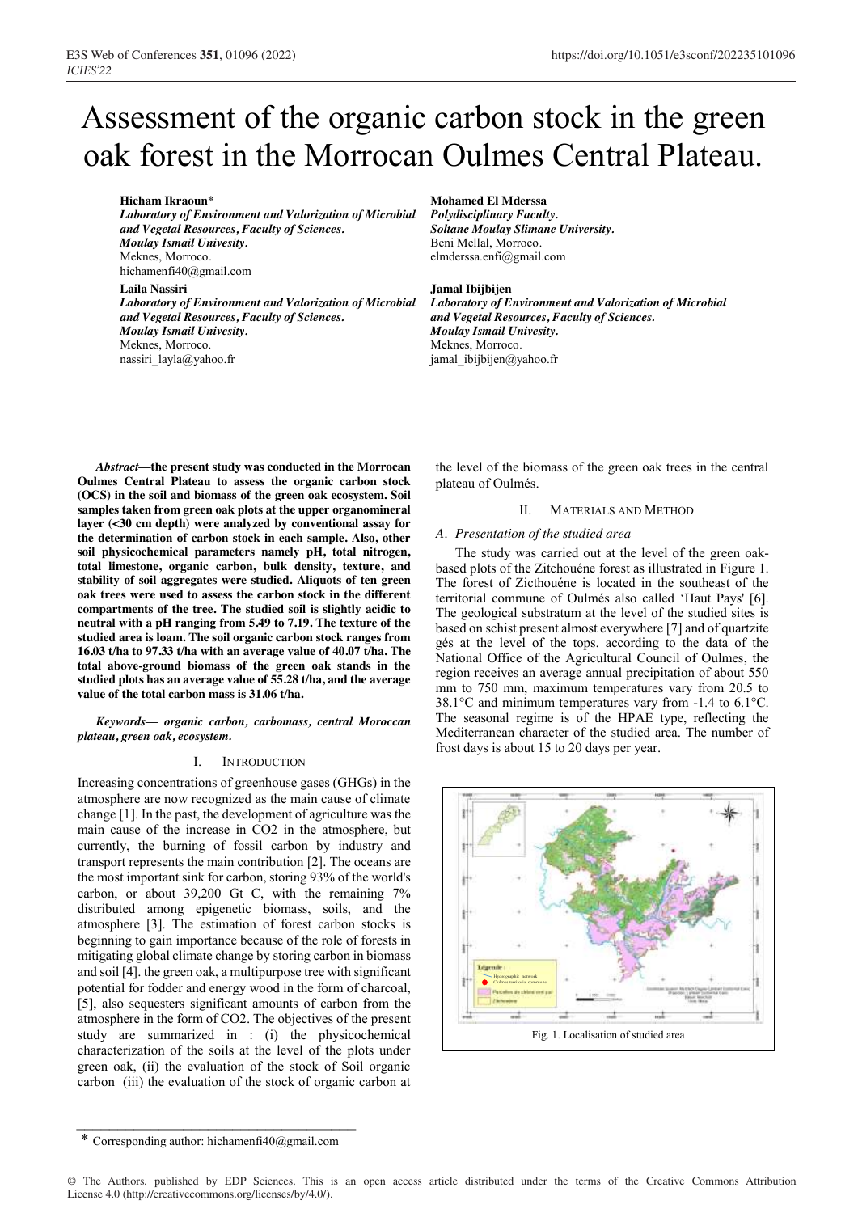# Assessment of the organic carbon stock in the green oak forest in the Morrocan Oulmes Central Plateau.

**Hicham Ikraoun***
***Laboratory of Environment and Valorization of Microbial and Vegetal Resources, Faculty of Sciences.***
***Moulay Ismail Univesity.***
Meknes, Morroco.
hichamenfi40@gmail.com

**Mohamed El Mderssa**
***Polydisciplinary Faculty.***
***Soltane Moulay Slimane University.***
Beni Mellal, Morroco.
elmderssa.enfi@gmail.com

**Laila Nassiri**
***Laboratory of Environment and Valorization of Microbial and Vegetal Resources, Faculty of Sciences.***
***Moulay Ismail Univesity.***
Meknes, Morroco.
nassiri_layla@yahoo.fr

**Jamal Ibijbijen**
***Laboratory of Environment and Valorization of Microbial and Vegetal Resources, Faculty of Sciences.***
***Moulay Ismail Univesity.***
Meknes, Morroco.
jamal_ibijbijen@yahoo.fr

***Abstract*—the present study was conducted in the Morrocan Oulmes Central Plateau to assess the organic carbon stock (OCS) in the soil and biomass of the green oak ecosystem. Soil samples taken from green oak plots at the upper organomineral layer (<30 cm depth) were analyzed by conventional assay for the determination of carbon stock in each sample. Also, other soil physicochemical parameters namely pH, total nitrogen, total limestone, organic carbon, bulk density, texture, and stability of soil aggregates were studied. Aliquots of ten green oak trees were used to assess the carbon stock in the different compartments of the tree. The studied soil is slightly acidic to neutral with a pH ranging from 5.49 to 7.19. The texture of the studied area is loam. The soil organic carbon stock ranges from 16.03 t/ha to 97.33 t/ha with an average value of 40.07 t/ha. The total above-ground biomass of the green oak stands in the studied plots has an average value of 55.28 t/ha, and the average value of the total carbon mass is 31.06 t/ha.**

***Keywords— organic carbon, carbomass, central Moroccan plateau, green oak, ecosystem.***

## I. Introduction

Increasing concentrations of greenhouse gases (GHGs) in the atmosphere are now recognized as the main cause of climate change [1]. In the past, the development of agriculture was the main cause of the increase in $CO_2$ in the atmosphere, but currently, the burning of fossil carbon by industry and transport represents the main contribution [2]. The oceans are the most important sink for carbon, storing 93% of the world's carbon, or about 39,200 Gt C, with the remaining 7% distributed among epigenetic biomass, soils, and the atmosphere [3]. The estimation of forest carbon stocks is beginning to gain importance because of the role of forests in mitigating global climate change by storing carbon in biomass and soil [4]. the green oak, a multipurpose tree with significant potential for fodder and energy wood in the form of charcoal, [5], also sequesters significant amounts of carbon from the atmosphere in the form of $CO_2$. The objectives of the present study are summarized in : (i) the physicochemical characterization of the soils at the level of the plots under green oak, (ii) the evaluation of the stock of Soil organic carbon (iii) the evaluation of the stock of organic carbon at the level of the biomass of the green oak trees in the central plateau of Oulmés.

## II. Materials and Method

### A. Presentation of the studied area

The study was carried out at the level of the green oak-based plots of the Zitchouéne forest as illustrated in Figure 1. The forest of Zicthouéne is located in the southeast of the territorial commune of Oulmés also called 'Haut Pays' [6]. The geological substratum at the level of the studied sites is based on schist present almost everywhere [7] and of quartzite gés at the level of the tops. according to the data of the National Office of the Agricultural Council of Oulmes, the region receives an average annual precipitation of about 550 mm to 750 mm, maximum temperatures vary from 20.5 to 38.1°C and minimum temperatures vary from -1.4 to 6.1°C. The seasonal regime is of the HPAE type, reflecting the Mediterranean character of the studied area. The number of frost days is about 15 to 20 days per year.

Fig. 1. Localisation of studied area

\* Corresponding author: hichamenfi40@gmail.com

© The Authors, published by EDP Sciences. This is an open access article distributed under the terms of the Creative Commons Attribution License 4.0 (http://creativecommons.org/licenses/by/4.0/).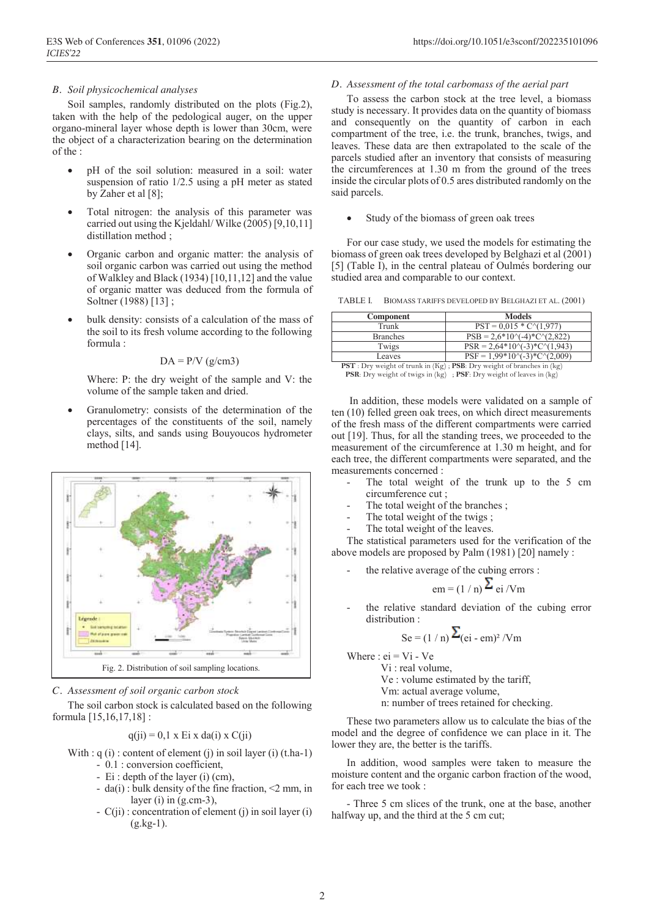### *B. Soil physicochemical analyses*

Soil samples, randomly distributed on the plots (Fig.2), taken with the help of the pedological auger, on the upper organo-mineral layer whose depth is lower than 30cm, were the object of a characterization bearing on the determination of the :

- pH of the soil solution: measured in a soil: water suspension of ratio 1/2.5 using a pH meter as stated by Zaher et al [8];
- Total nitrogen: the analysis of this parameter was carried out using the Kjeldahl/ Wilke (2005) [9,10,11] distillation method ;
- Organic carbon and organic matter: the analysis of soil organic carbon was carried out using the method of Walkley and Black (1934) [10,11,12] and the value of organic matter was deduced from the formula of Soltner (1988) [13] ;
- bulk density: consists of a calculation of the mass of the soil to its fresh volume according to the following formula :

$$DA = P/V \ (g/cm3)$$

Where: P: the dry weight of the sample and V: the volume of the sample taken and dried.

- Granulometry: consists of the determination of the percentages of the constituents of the soil, namely clays, silts, and sands using Bouyoucos hydrometer method [14].

Fig. 2. Distribution of soil sampling locations.

### *C. Assessment of soil organic carbon stock*

The soil carbon stock is calculated based on the following formula [15,16,17,18] :

$$q(ji) = 0{,}1 \times Ei \times da(i) \times C(ji)$$

With : q (i) : content of element (j) in soil layer (i) (t.ha-1)
- 0.1 : conversion coefficient,
- Ei : depth of the layer (i) (cm),
- da(i) : bulk density of the fine fraction, <2 mm, in layer (i) in (g.cm-3),
- C(ji) : concentration of element (j) in soil layer (i) (g.kg-1).

### *D. Assessment of the total carbomass of the aerial part*

To assess the carbon stock at the tree level, a biomass study is necessary. It provides data on the quantity of biomass and consequently on the quantity of carbon in each compartment of the tree, i.e. the trunk, branches, twigs, and leaves. These data are then extrapolated to the scale of the parcels studied after an inventory that consists of measuring the circumferences at 1.30 m from the ground of the trees inside the circular plots of 0.5 ares distributed randomly on the said parcels.

- Study of the biomass of green oak trees

For our case study, we used the models for estimating the biomass of green oak trees developed by Belghazi et al (2001) [5] (Table I), in the central plateau of Oulmés bordering our studied area and comparable to our context.

TABLE I. BIOMASS TARIFFS DEVELOPED BY BELGHAZI ET AL. (2001)

| Component | Models |
|---|---|
| Trunk | PST = 0,015 * C^(1,977) |
| Branches | PSB = 2,6*10^(-4)*C^(2,822) |
| Twigs | PSR = 2,64*10^(-3)*C^(1,943) |
| Leaves | PSF = 1,99*10^(-3)*C^(2,009) |

**PST** : Dry weight of trunk in (Kg) ; **PSB**: Dry weight of branches in (kg)
**PSR**: Dry weight of twigs in (kg) ; **PSF**: Dry weight of leaves in (kg)

In addition, these models were validated on a sample of ten (10) felled green oak trees, on which direct measurements of the fresh mass of the different compartments were carried out [19]. Thus, for all the standing trees, we proceeded to the measurement of the circumference at 1.30 m height, and for each tree, the different compartments were separated, and the measurements concerned :

- The total weight of the trunk up to the 5 cm circumference cut ;
- The total weight of the branches ;
- The total weight of the twigs ;
- The total weight of the leaves.

The statistical parameters used for the verification of the above models are proposed by Palm (1981) [20] namely :

- the relative average of the cubing errors :

$$em = (1 / n) \sum ei / Vm$$

- the relative standard deviation of the cubing error distribution :

$$Se = (1 / n) \sum (ei - em)^2 / Vm$$

Where : ei = Vi - Ve
Vi : real volume,
Ve : volume estimated by the tariff,
Vm: actual average volume,
n: number of trees retained for checking.

These two parameters allow us to calculate the bias of the model and the degree of confidence we can place in it. The lower they are, the better is the tariffs.

In addition, wood samples were taken to measure the moisture content and the organic carbon fraction of the wood, for each tree we took :

- Three 5 cm slices of the trunk, one at the base, another halfway up, and the third at the 5 cm cut;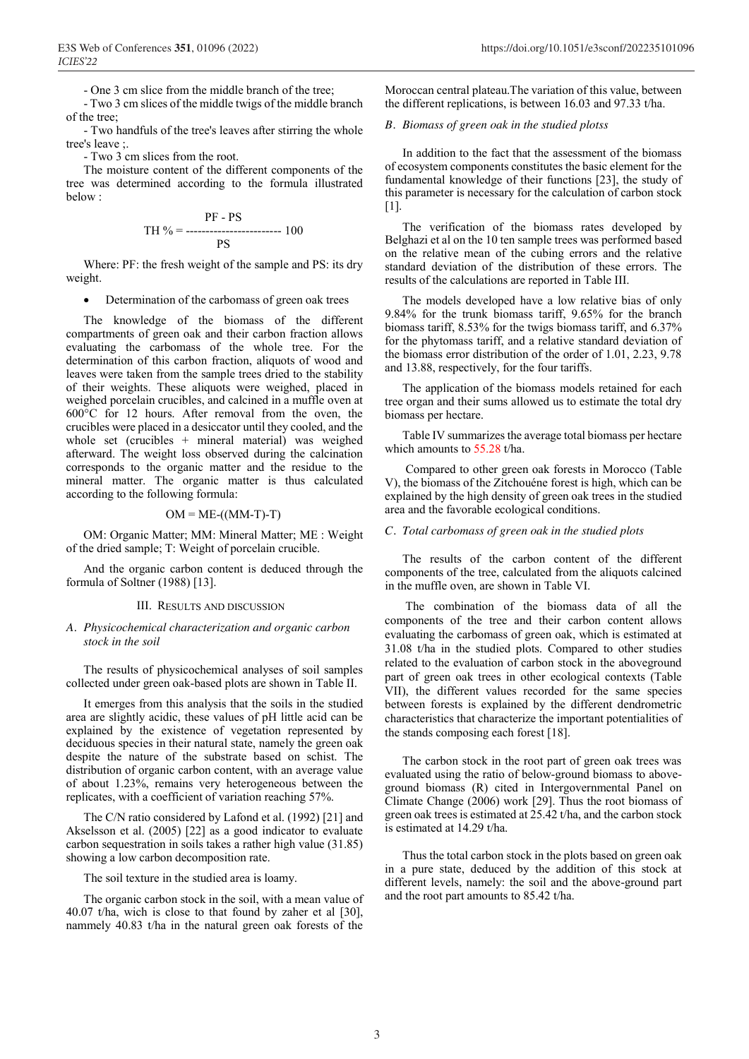- One 3 cm slice from the middle branch of the tree;

- Two 3 cm slices of the middle twigs of the middle branch of the tree;

- Two handfuls of the tree's leaves after stirring the whole tree's leave ;.

- Two 3 cm slices from the root.

The moisture content of the different components of the tree was determined according to the formula illustrated below :

$$TH\ \% = \frac{PF - PS}{PS} \times 100$$

Where: PF: the fresh weight of the sample and PS: its dry weight.

- Determination of the carbomass of green oak trees

The knowledge of the biomass of the different compartments of green oak and their carbon fraction allows evaluating the carbomass of the whole tree. For the determination of this carbon fraction, aliquots of wood and leaves were taken from the sample trees dried to the stability of their weights. These aliquots were weighed, placed in weighed porcelain crucibles, and calcined in a muffle oven at 600°C for 12 hours. After removal from the oven, the crucibles were placed in a desiccator until they cooled, and the whole set (crucibles + mineral material) was weighed afterward. The weight loss observed during the calcination corresponds to the organic matter and the residue to the mineral matter. The organic matter is thus calculated according to the following formula:

$$OM = ME-((MM-T)-T)$$

OM: Organic Matter; MM: Mineral Matter; ME : Weight of the dried sample; T: Weight of porcelain crucible.

And the organic carbon content is deduced through the formula of Soltner (1988) [13].

## III. Results and discussion

### A. Physicochemical characterization and organic carbon stock in the soil

The results of physicochemical analyses of soil samples collected under green oak-based plots are shown in Table II.

It emerges from this analysis that the soils in the studied area are slightly acidic, these values of pH little acid can be explained by the existence of vegetation represented by deciduous species in their natural state, namely the green oak despite the nature of the substrate based on schist. The distribution of organic carbon content, with an average value of about 1.23%, remains very heterogeneous between the replicates, with a coefficient of variation reaching 57%.

The C/N ratio considered by Lafond et al. (1992) [21] and Akselsson et al. (2005) [22] as a good indicator to evaluate carbon sequestration in soils takes a rather high value (31.85) showing a low carbon decomposition rate.

The soil texture in the studied area is loamy.

The organic carbon stock in the soil, with a mean value of 40.07 t/ha, wich is close to that found by zaher et al [30], nammely 40.83 t/ha in the natural green oak forests of the Moroccan central plateau.The variation of this value, between the different replications, is between 16.03 and 97.33 t/ha.

### B. Biomass of green oak in the studied plotss

In addition to the fact that the assessment of the biomass of ecosystem components constitutes the basic element for the fundamental knowledge of their functions [23], the study of this parameter is necessary for the calculation of carbon stock [1].

The verification of the biomass rates developed by Belghazi et al on the 10 ten sample trees was performed based on the relative mean of the cubing errors and the relative standard deviation of the distribution of these errors. The results of the calculations are reported in Table III.

The models developed have a low relative bias of only 9.84% for the trunk biomass tariff, 9.65% for the branch biomass tariff, 8.53% for the twigs biomass tariff, and 6.37% for the phytomass tariff, and a relative standard deviation of the biomass error distribution of the order of 1.01, 2.23, 9.78 and 13.88, respectively, for the four tariffs.

The application of the biomass models retained for each tree organ and their sums allowed us to estimate the total dry biomass per hectare.

Table IV summarizes the average total biomass per hectare which amounts to 55.28 t/ha.

Compared to other green oak forests in Morocco (Table V), the biomass of the Zitchouéne forest is high, which can be explained by the high density of green oak trees in the studied area and the favorable ecological conditions.

### C. Total carbomass of green oak in the studied plots

The results of the carbon content of the different components of the tree, calculated from the aliquots calcined in the muffle oven, are shown in Table VI.

The combination of the biomass data of all the components of the tree and their carbon content allows evaluating the carbomass of green oak, which is estimated at 31.08 t/ha in the studied plots. Compared to other studies related to the evaluation of carbon stock in the aboveground part of green oak trees in other ecological contexts (Table VII), the different values recorded for the same species between forests is explained by the different dendrometric characteristics that characterize the important potentialities of the stands composing each forest [18].

The carbon stock in the root part of green oak trees was evaluated using the ratio of below-ground biomass to above-ground biomass (R) cited in Intergovernmental Panel on Climate Change (2006) work [29]. Thus the root biomass of green oak trees is estimated at 25.42 t/ha, and the carbon stock is estimated at 14.29 t/ha.

Thus the total carbon stock in the plots based on green oak in a pure state, deduced by the addition of this stock at different levels, namely: the soil and the above-ground part and the root part amounts to 85.42 t/ha.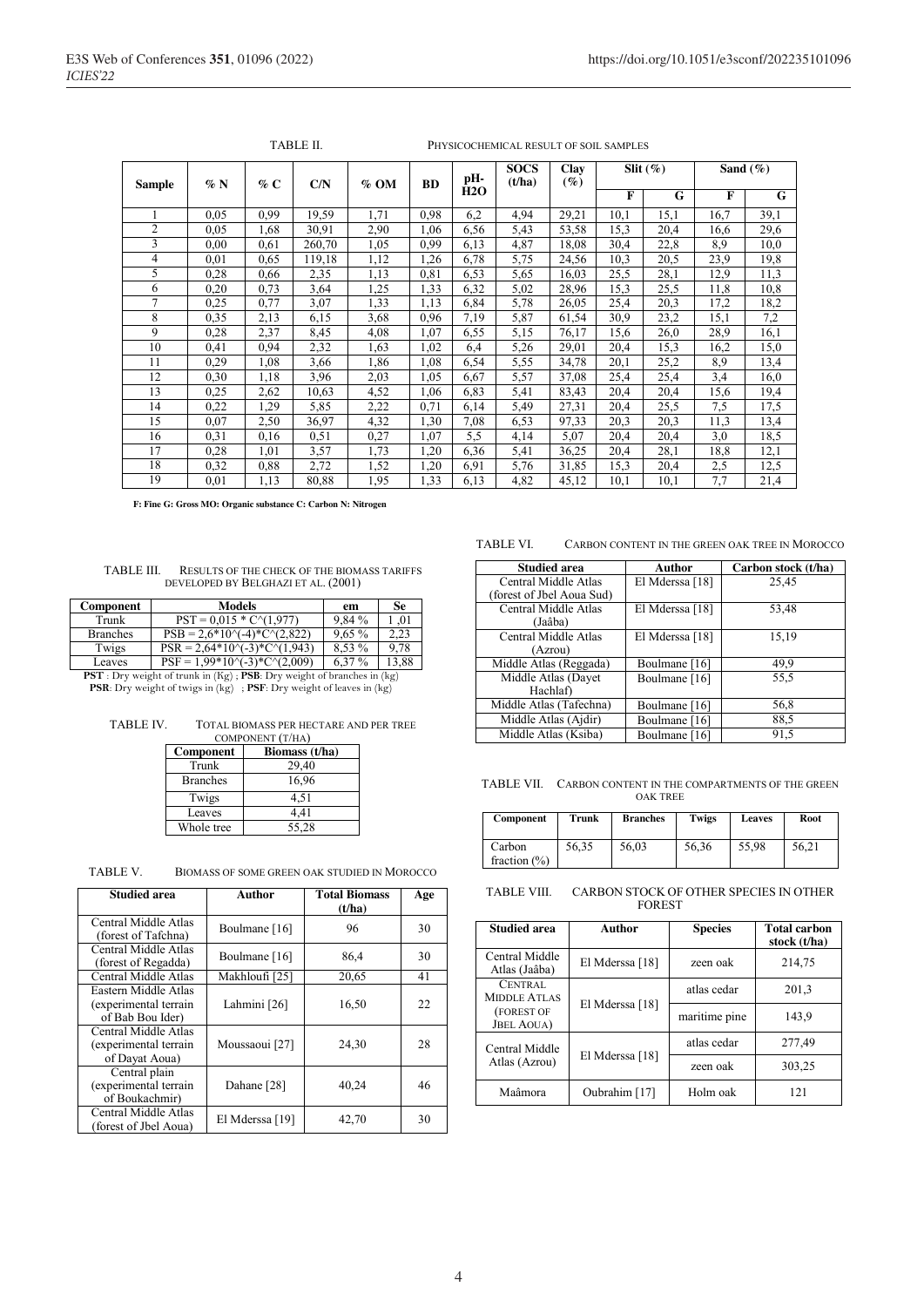TABLE II. PHYSICOCHEMICAL RESULT OF SOIL SAMPLES

| Sample | % N | % C | C/N | % OM | BD | pH-H2O | SOCS (t/ha) | Clay (%) | Slit (%) | | Sand (%) | |
|---|---|---|---|---|---|---|---|---|---|---|---|---|
| | | | | | | | | | F | G | F | G |
| 1 | 0,05 | 0,99 | 19,59 | 1,71 | 0,98 | 6,2 | 4,94 | 29,21 | 10,1 | 15,1 | 16,7 | 39,1 |
| 2 | 0,05 | 1,68 | 30,91 | 2,90 | 1,06 | 6,56 | 5,43 | 53,58 | 15,3 | 20,4 | 16,6 | 29,6 |
| 3 | 0,00 | 0,61 | 260,70 | 1,05 | 0,99 | 6,13 | 4,87 | 18,08 | 30,4 | 22,8 | 8,9 | 10,0 |
| 4 | 0,01 | 0,65 | 119,18 | 1,12 | 1,26 | 6,78 | 5,75 | 24,56 | 10,3 | 20,5 | 23,9 | 19,8 |
| 5 | 0,28 | 0,66 | 2,35 | 1,13 | 0,81 | 6,53 | 5,65 | 16,03 | 25,5 | 28,1 | 12,9 | 11,3 |
| 6 | 0,20 | 0,73 | 3,64 | 1,25 | 1,33 | 6,32 | 5,02 | 28,96 | 15,3 | 25,5 | 11,8 | 10,8 |
| 7 | 0,25 | 0,77 | 3,07 | 1,33 | 1,13 | 6,84 | 5,78 | 26,05 | 25,4 | 20,3 | 17,2 | 18,2 |
| 8 | 0,35 | 2,13 | 6,15 | 3,68 | 0,96 | 7,19 | 5,87 | 61,54 | 30,9 | 23,2 | 15,1 | 7,2 |
| 9 | 0,28 | 2,37 | 8,45 | 4,08 | 1,07 | 6,55 | 5,15 | 76,17 | 15,6 | 26,0 | 28,9 | 16,1 |
| 10 | 0,41 | 0,94 | 2,32 | 1,63 | 1,02 | 6,4 | 5,26 | 29,01 | 20,4 | 15,3 | 16,2 | 15,0 |
| 11 | 0,29 | 1,08 | 3,66 | 1,86 | 1,08 | 6,54 | 5,55 | 34,78 | 20,1 | 25,2 | 8,9 | 13,4 |
| 12 | 0,30 | 1,18 | 3,96 | 2,03 | 1,05 | 6,67 | 5,57 | 37,08 | 25,4 | 25,4 | 3,4 | 16,0 |
| 13 | 0,25 | 2,62 | 10,63 | 4,52 | 1,06 | 6,83 | 5,41 | 83,43 | 20,4 | 20,4 | 15,6 | 19,4 |
| 14 | 0,22 | 1,29 | 5,85 | 2,22 | 0,71 | 6,14 | 5,49 | 27,31 | 20,4 | 25,5 | 7,5 | 17,5 |
| 15 | 0,07 | 2,50 | 36,97 | 4,32 | 1,30 | 7,08 | 6,53 | 97,33 | 20,3 | 20,3 | 11,3 | 13,4 |
| 16 | 0,31 | 0,16 | 0,51 | 0,27 | 1,07 | 5,5 | 4,14 | 5,07 | 20,4 | 20,4 | 3,0 | 18,5 |
| 17 | 0,28 | 1,01 | 3,57 | 1,73 | 1,20 | 6,36 | 5,41 | 36,25 | 20,4 | 28,1 | 18,8 | 12,1 |
| 18 | 0,32 | 0,88 | 2,72 | 1,52 | 1,20 | 6,91 | 5,76 | 31,85 | 15,3 | 20,4 | 2,5 | 12,5 |
| 19 | 0,01 | 1,13 | 80,88 | 1,95 | 1,33 | 6,13 | 4,82 | 45,12 | 10,1 | 10,1 | 7,7 | 21,4 |

**F: Fine G: Gross MO: Organic substance C: Carbon N: Nitrogen**

TABLE III. RESULTS OF THE CHECK OF THE BIOMASS TARIFFS DEVELOPED BY BELGHAZI ET AL. (2001)

| Component | Models | em | Se |
|---|---|---|---|
| Trunk | PST = 0,015 * C^(1,977) | 9,84 % | 1 ,01 |
| Branches | PSB = 2,6*10^(-4)*C^(2,822) | 9,65 % | 2,23 |
| Twigs | PSR = 2,64*10^(-3)*C^(1,943) | 8,53 % | 9,78 |
| Leaves | PSF = 1,99*10^(-3)*C^(2,009) | 6,37 % | 13,88 |

**PST** : Dry weight of trunk in (Kg) ; **PSB**: Dry weight of branches in (kg)
**PSR**: Dry weight of twigs in (kg) ; **PSF**: Dry weight of leaves in (kg)

TABLE IV. TOTAL BIOMASS PER HECTARE AND PER TREE COMPONENT (T/HA)

| Component | Biomass (t/ha) |
|---|---|
| Trunk | 29,40 |
| Branches | 16,96 |
| Twigs | 4,51 |
| Leaves | 4,41 |
| Whole tree | 55,28 |

TABLE V. BIOMASS OF SOME GREEN OAK STUDIED IN MOROCCO

| Studied area | Author | Total Biomass (t/ha) | Age |
|---|---|---|---|
| Central Middle Atlas (forest of Tafchna) | Boulmane [16] | 96 | 30 |
| Central Middle Atlas (forest of Regadda) | Boulmane [16] | 86,4 | 30 |
| Central Middle Atlas | Makhloufi [25] | 20,65 | 41 |
| Eastern Middle Atlas (experimental terrain of Bab Bou Ider) | Lahmini [26] | 16,50 | 22 |
| Central Middle Atlas (experimental terrain of Dayat Aoua) | Moussaoui [27] | 24,30 | 28 |
| Central plain (experimental terrain of Boukachmir) | Dahane [28] | 40,24 | 46 |
| Central Middle Atlas (forest of Jbel Aoua) | El Mderssa [19] | 42,70 | 30 |

TABLE VI. CARBON CONTENT IN THE GREEN OAK TREE IN MOROCCO

| Studied area | Author | Carbon stock (t/ha) |
|---|---|---|
| Central Middle Atlas (forest of Jbel Aoua Sud) | El Mderssa [18] | 25,45 |
| Central Middle Atlas (Jaâba) | El Mderssa [18] | 53,48 |
| Central Middle Atlas (Azrou) | El Mderssa [18] | 15,19 |
| Middle Atlas (Reggada) | Boulmane [16] | 49,9 |
| Middle Atlas (Dayet Hachlaf) | Boulmane [16] | 55,5 |
| Middle Atlas (Tafechna) | Boulmane [16] | 56,8 |
| Middle Atlas (Ajdir) | Boulmane [16] | 88,5 |
| Middle Atlas (Ksiba) | Boulmane [16] | 91,5 |

TABLE VII. CARBON CONTENT IN THE COMPARTMENTS OF THE GREEN OAK TREE

| Component | Trunk | Branches | Twigs | Leaves | Root |
|---|---|---|---|---|---|
| Carbon fraction (%) | 56,35 | 56,03 | 56,36 | 55,98 | 56,21 |

TABLE VIII. CARBON STOCK OF OTHER SPECIES IN OTHER FOREST

| Studied area | Author | Species | Total carbon stock (t/ha) |
|---|---|---|---|
| Central Middle Atlas (Jaâba) | El Mderssa [18] | zeen oak | 214,75 |
| CENTRAL MIDDLE ATLAS (FOREST OF JBEL AOUA) | El Mderssa [18] | atlas cedar | 201,3 |
| | | maritime pine | 143,9 |
| Central Middle Atlas (Azrou) | El Mderssa [18] | atlas cedar | 277,49 |
| | | zeen oak | 303,25 |
| Maâmora | Oubrahim [17] | Holm oak | 121 |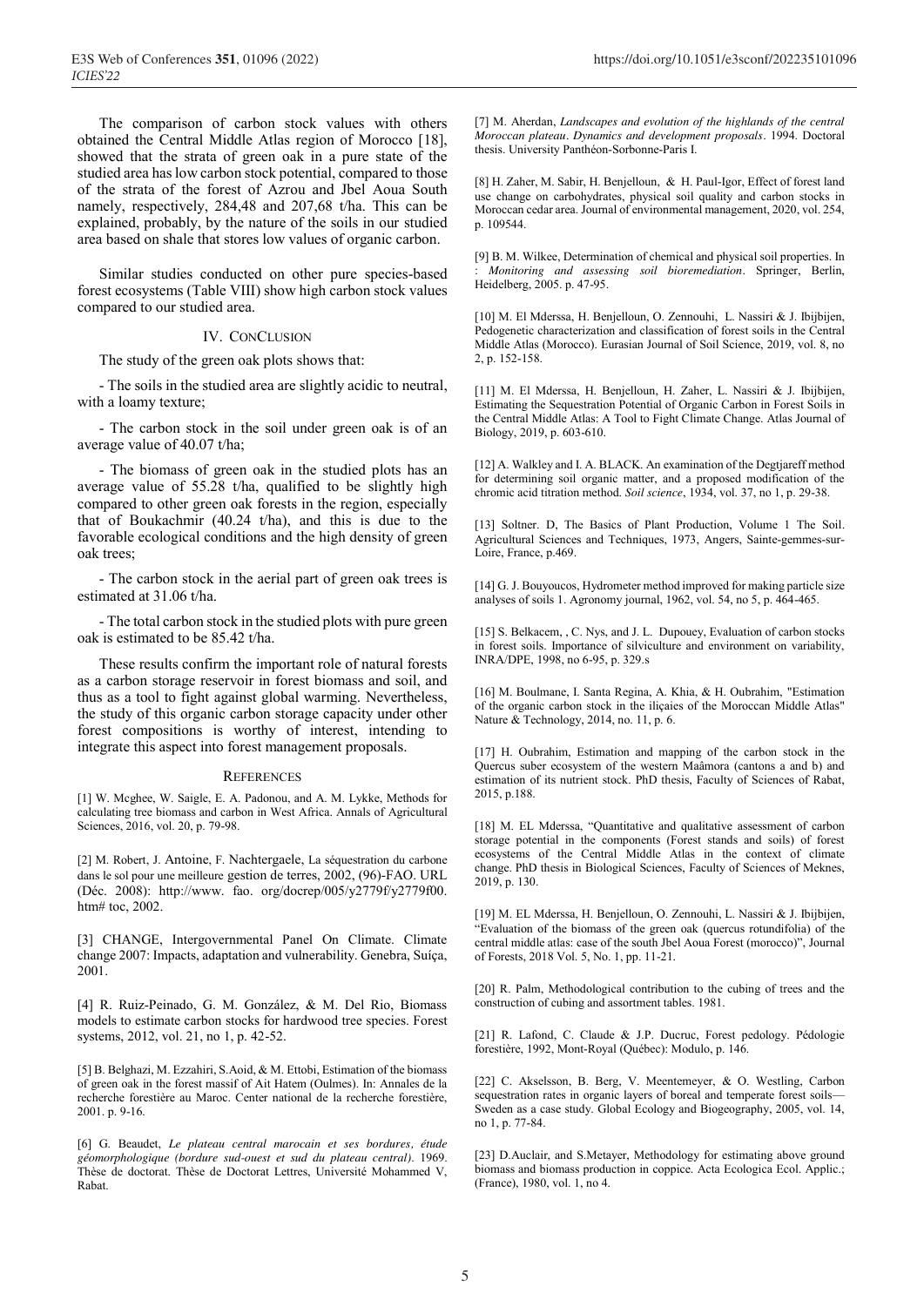The comparison of carbon stock values with others obtained the Central Middle Atlas region of Morocco [18], showed that the strata of green oak in a pure state of the studied area has low carbon stock potential, compared to those of the strata of the forest of Azrou and Jbel Aoua South namely, respectively, 284,48 and 207,68 t/ha. This can be explained, probably, by the nature of the soils in our studied area based on shale that stores low values of organic carbon.

Similar studies conducted on other pure species-based forest ecosystems (Table VIII) show high carbon stock values compared to our studied area.

## IV. ConClusion

The study of the green oak plots shows that:

- The soils in the studied area are slightly acidic to neutral, with a loamy texture;

- The carbon stock in the soil under green oak is of an average value of 40.07 t/ha;

- The biomass of green oak in the studied plots has an average value of 55.28 t/ha, qualified to be slightly high compared to other green oak forests in the region, especially that of Boukachmir (40.24 t/ha), and this is due to the favorable ecological conditions and the high density of green oak trees;

- The carbon stock in the aerial part of green oak trees is estimated at 31.06 t/ha.

- The total carbon stock in the studied plots with pure green oak is estimated to be 85.42 t/ha.

These results confirm the important role of natural forests as a carbon storage reservoir in forest biomass and soil, and thus as a tool to fight against global warming. Nevertheless, the study of this organic carbon storage capacity under other forest compositions is worthy of interest, intending to integrate this aspect into forest management proposals.

## References

[1] W. Mcghee, W. Saigle, E. A. Padonou, and A. M. Lykke, Methods for calculating tree biomass and carbon in West Africa. Annals of Agricultural Sciences, 2016, vol. 20, p. 79-98.

[2] M. Robert, J. Antoine, F. Nachtergaele, La séquestration du carbone dans le sol pour une meilleure gestion de terres, 2002, (96)-FAO. URL (Déc. 2008): http://www. fao. org/docrep/005/y2779f/y2779f00. htm# toc, 2002.

[3] CHANGE, Intergovernmental Panel On Climate. Climate change 2007: Impacts, adaptation and vulnerability. Genebra, Suíça, 2001.

[4] R. Ruiz-Peinado, G. M. González, & M. Del Rio, Biomass models to estimate carbon stocks for hardwood tree species. Forest systems, 2012, vol. 21, no 1, p. 42-52.

[5] B. Belghazi, M. Ezzahiri, S.Aoid, & M. Ettobi, Estimation of the biomass of green oak in the forest massif of Ait Hatem (Oulmes). In: Annales de la recherche forestière au Maroc. Center national de la recherche forestière, 2001. p. 9-16.

[6] G. Beaudet, *Le plateau central marocain et ses bordures, étude géomorphologique (bordure sud-ouest et sud du plateau central)*. 1969. Thèse de doctorat. Thèse de Doctorat Lettres, Université Mohammed V, Rabat.

[7] M. Aherdan, *Landscapes and evolution of the highlands of the central Moroccan plateau*. *Dynamics and development proposals*. 1994. Doctoral thesis. University Panthéon-Sorbonne-Paris I.

[8] H. Zaher, M. Sabir, H. Benjelloun, & H. Paul-Igor, Effect of forest land use change on carbohydrates, physical soil quality and carbon stocks in Moroccan cedar area. Journal of environmental management, 2020, vol. 254, p. 109544.

[9] B. M. Wilkee, Determination of chemical and physical soil properties. In : *Monitoring and assessing soil bioremediation*. Springer, Berlin, Heidelberg, 2005. p. 47-95.

[10] M. El Mderssa, H. Benjelloun, O. Zennouhi, L. Nassiri & J. Ibijbijen, Pedogenetic characterization and classification of forest soils in the Central Middle Atlas (Morocco). Eurasian Journal of Soil Science, 2019, vol. 8, no 2, p. 152-158.

[11] M. El Mderssa, H. Benjelloun, H. Zaher, L. Nassiri & J. Ibijbijen, Estimating the Sequestration Potential of Organic Carbon in Forest Soils in the Central Middle Atlas: A Tool to Fight Climate Change. Atlas Journal of Biology, 2019, p. 603-610.

[12] A. Walkley and I. A. BLACK. An examination of the Degtjareff method for determining soil organic matter, and a proposed modification of the chromic acid titration method. *Soil science*, 1934, vol. 37, no 1, p. 29-38.

[13] Soltner. D, The Basics of Plant Production, Volume 1 The Soil. Agricultural Sciences and Techniques, 1973, Angers, Sainte-gemmes-sur-Loire, France, p.469.

[14] G. J. Bouyoucos, Hydrometer method improved for making particle size analyses of soils 1. Agronomy journal, 1962, vol. 54, no 5, p. 464-465.

[15] S. Belkacem, , C. Nys, and J. L. Dupouey, Evaluation of carbon stocks in forest soils. Importance of silviculture and environment on variability, INRA/DPE, 1998, no 6-95, p. 329.s

[16] M. Boulmane, I. Santa Regina, A. Khia, & H. Oubrahim, "Estimation of the organic carbon stock in the iliçaies of the Moroccan Middle Atlas" Nature & Technology, 2014, no. 11, p. 6.

[17] H. Oubrahim, Estimation and mapping of the carbon stock in the Quercus suber ecosystem of the western Maâmora (cantons a and b) and estimation of its nutrient stock. PhD thesis, Faculty of Sciences of Rabat, 2015, p.188.

[18] M. EL Mderssa, "Quantitative and qualitative assessment of carbon storage potential in the components (Forest stands and soils) of forest ecosystems of the Central Middle Atlas in the context of climate change. PhD thesis in Biological Sciences, Faculty of Sciences of Meknes, 2019, p. 130.

[19] M. EL Mderssa, H. Benjelloun, O. Zennouhi, L. Nassiri & J. Ibijbijen, "Evaluation of the biomass of the green oak (quercus rotundifolia) of the central middle atlas: case of the south Jbel Aoua Forest (morocco)", Journal of Forests, 2018 Vol. 5, No. 1, pp. 11-21.

[20] R. Palm, Methodological contribution to the cubing of trees and the construction of cubing and assortment tables. 1981.

[21] R. Lafond, C. Claude & J.P. Ducruc, Forest pedology. Pédologie forestière, 1992, Mont-Royal (Québec): Modulo, p. 146.

[22] C. Akselsson, B. Berg, V. Meentemeyer, & O. Westling, Carbon sequestration rates in organic layers of boreal and temperate forest soils—Sweden as a case study. Global Ecology and Biogeography, 2005, vol. 14, no 1, p. 77-84.

[23] D.Auclair, and S.Metayer, Methodology for estimating above ground biomass and biomass production in coppice. Acta Ecologica Ecol. Applic.; (France), 1980, vol. 1, no 4.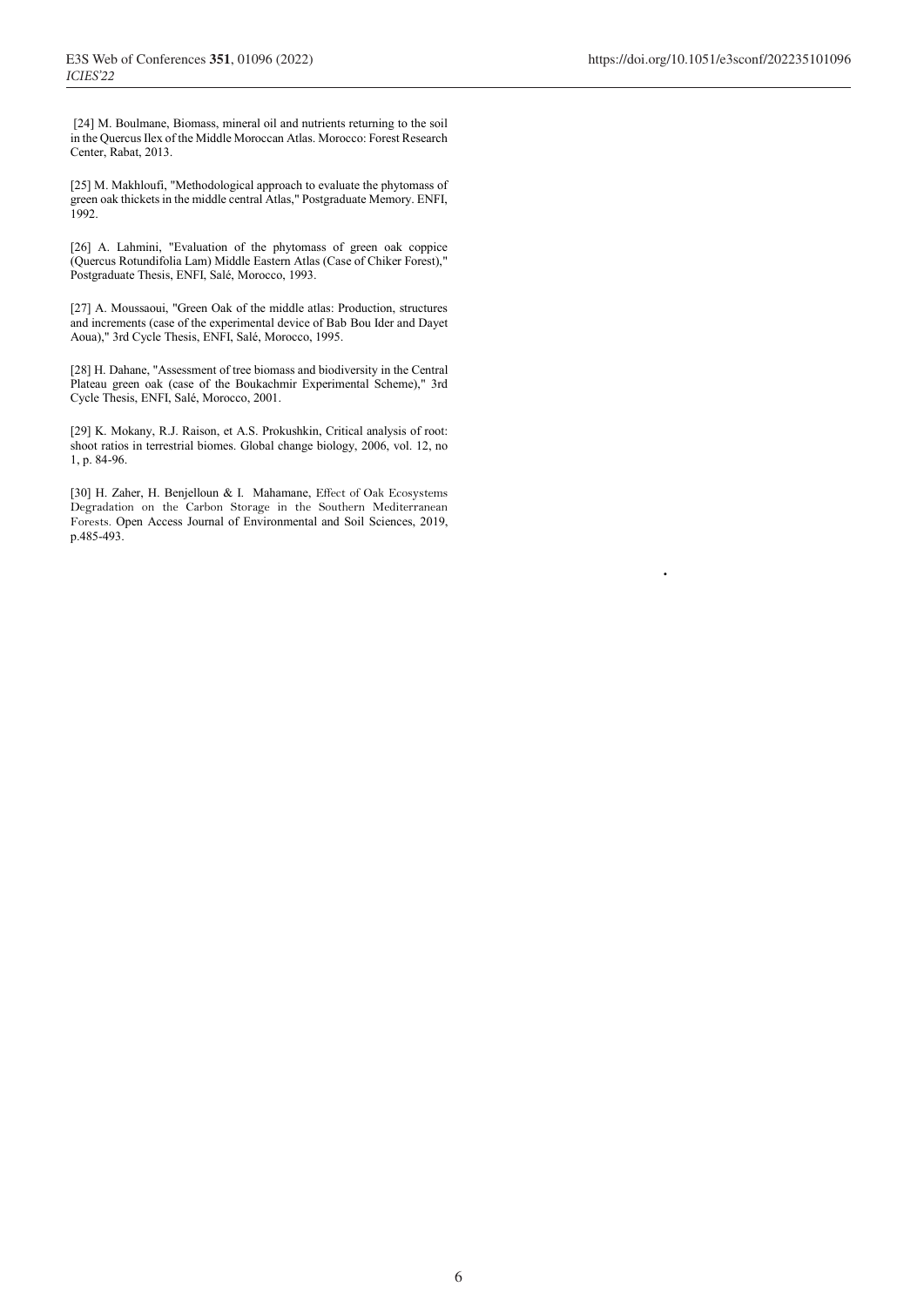[24] M. Boulmane, Biomass, mineral oil and nutrients returning to the soil in the Quercus Ilex of the Middle Moroccan Atlas. Morocco: Forest Research Center, Rabat, 2013.

[25] M. Makhloufi, "Methodological approach to evaluate the phytomass of green oak thickets in the middle central Atlas," Postgraduate Memory. ENFI, 1992.

[26] A. Lahmini, "Evaluation of the phytomass of green oak coppice (Quercus Rotundifolia Lam) Middle Eastern Atlas (Case of Chiker Forest)," Postgraduate Thesis, ENFI, Salé, Morocco, 1993.

[27] A. Moussaoui, "Green Oak of the middle atlas: Production, structures and increments (case of the experimental device of Bab Bou Ider and Dayet Aoua)," 3rd Cycle Thesis, ENFI, Salé, Morocco, 1995.

[28] H. Dahane, "Assessment of tree biomass and biodiversity in the Central Plateau green oak (case of the Boukachmir Experimental Scheme)," 3rd Cycle Thesis, ENFI, Salé, Morocco, 2001.

[29] K. Mokany, R.J. Raison, et A.S. Prokushkin, Critical analysis of root: shoot ratios in terrestrial biomes. Global change biology, 2006, vol. 12, no 1, p. 84-96.

[30] H. Zaher, H. Benjelloun & I. Mahamane, Effect of Oak Ecosystems Degradation on the Carbon Storage in the Southern Mediterranean Forests. Open Access Journal of Environmental and Soil Sciences, 2019, p.485-493.